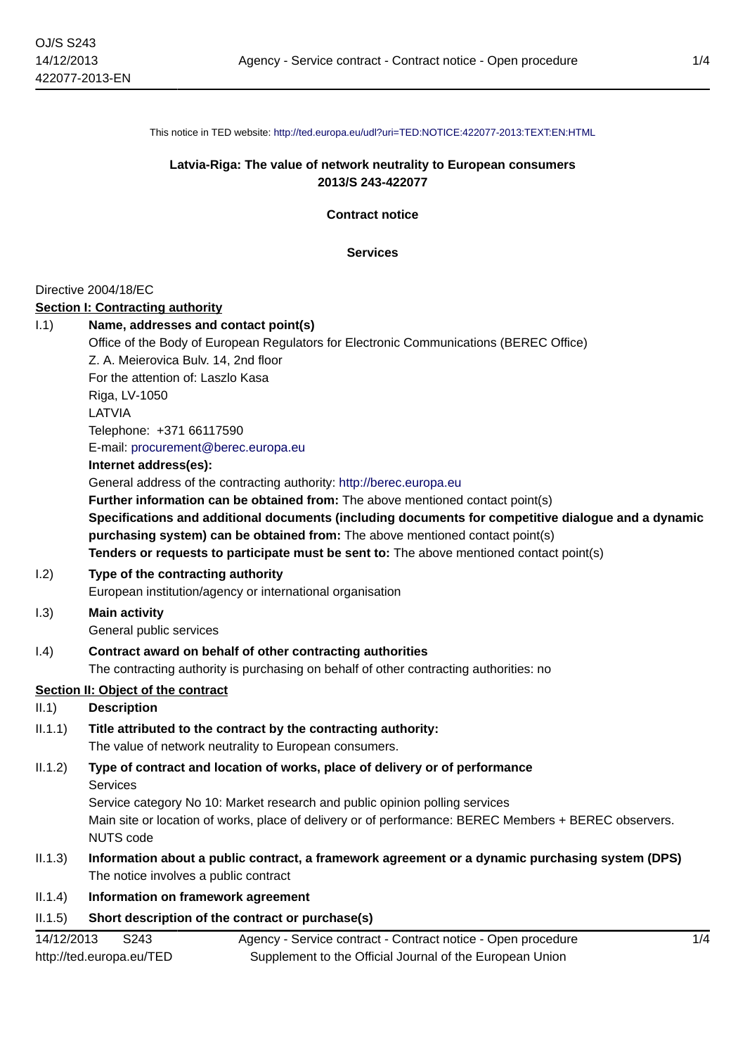This notice in TED website: http://ted.europa.eu/udl?uri=TED:NOTICE:422077-2013:TEXT:EN:HTML

**Latvia-Riga: The value of network neutrality to European consumers**
**2013/S 243-422077**

**Contract notice**

**Services**

Directive 2004/18/EC

## Section I: Contracting authority

**I.1) Name, addresses and contact point(s)**

Office of the Body of European Regulators for Electronic Communications (BEREC Office)
Z. A. Meierovica Bulv. 14, 2nd floor
For the attention of: Laszlo Kasa
Riga, LV-1050
LATVIA
Telephone: +371 66117590
E-mail: procurement@berec.europa.eu

**Internet address(es):**

General address of the contracting authority: http://berec.europa.eu

**Further information can be obtained from:** The above mentioned contact point(s)

**Specifications and additional documents (including documents for competitive dialogue and a dynamic purchasing system) can be obtained from:** The above mentioned contact point(s)

**Tenders or requests to participate must be sent to:** The above mentioned contact point(s)

**I.2) Type of the contracting authority**

European institution/agency or international organisation

**I.3) Main activity**

General public services

**I.4) Contract award on behalf of other contracting authorities**

The contracting authority is purchasing on behalf of other contracting authorities: no

## Section II: Object of the contract

**II.1) Description**

**II.1.1) Title attributed to the contract by the contracting authority:**

The value of network neutrality to European consumers.

**II.1.2) Type of contract and location of works, place of delivery or of performance**

Services
Service category No 10: Market research and public opinion polling services
Main site or location of works, place of delivery or of performance: BEREC Members + BEREC observers.
NUTS code

**II.1.3) Information about a public contract, a framework agreement or a dynamic purchasing system (DPS)**

The notice involves a public contract

**II.1.4) Information on framework agreement**

**II.1.5) Short description of the contract or purchase(s)**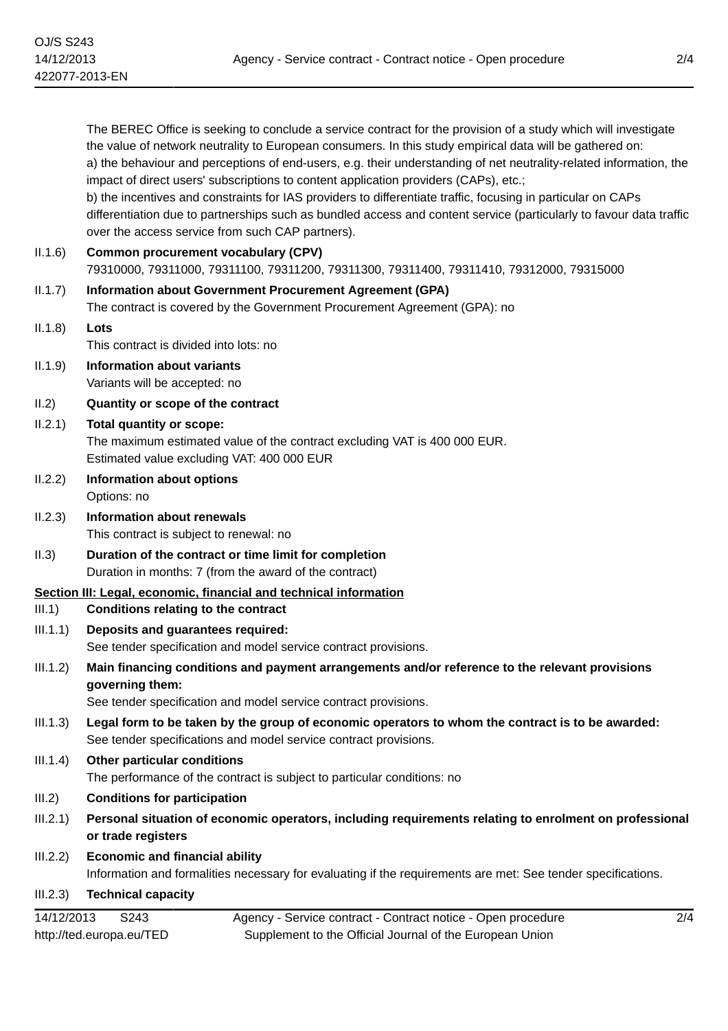The BEREC Office is seeking to conclude a service contract for the provision of a study which will investigate the value of network neutrality to European consumers. In this study empirical data will be gathered on:
a) the behaviour and perceptions of end-users, e.g. their understanding of net neutrality-related information, the impact of direct users' subscriptions to content application providers (CAPs), etc.;
b) the incentives and constraints for IAS providers to differentiate traffic, focusing in particular on CAPs differentiation due to partnerships such as bundled access and content service (particularly to favour data traffic over the access service from such CAP partners).

II.1.6) **Common procurement vocabulary (CPV)**
79310000, 79311000, 79311100, 79311200, 79311300, 79311400, 79311410, 79312000, 79315000

II.1.7) **Information about Government Procurement Agreement (GPA)**
The contract is covered by the Government Procurement Agreement (GPA): no

II.1.8) **Lots**
This contract is divided into lots: no

II.1.9) **Information about variants**
Variants will be accepted: no

II.2) **Quantity or scope of the contract**

II.2.1) **Total quantity or scope:**
The maximum estimated value of the contract excluding VAT is 400 000 EUR.
Estimated value excluding VAT: 400 000 EUR

II.2.2) **Information about options**
Options: no

II.2.3) **Information about renewals**
This contract is subject to renewal: no

II.3) **Duration of the contract or time limit for completion**
Duration in months: 7 (from the award of the contract)

## Section III: Legal, economic, financial and technical information

III.1) **Conditions relating to the contract**

III.1.1) **Deposits and guarantees required:**
See tender specification and model service contract provisions.

III.1.2) **Main financing conditions and payment arrangements and/or reference to the relevant provisions governing them:**
See tender specification and model service contract provisions.

III.1.3) **Legal form to be taken by the group of economic operators to whom the contract is to be awarded:**
See tender specifications and model service contract provisions.

III.1.4) **Other particular conditions**
The performance of the contract is subject to particular conditions: no

III.2) **Conditions for participation**

III.2.1) **Personal situation of economic operators, including requirements relating to enrolment on professional or trade registers**

III.2.2) **Economic and financial ability**
Information and formalities necessary for evaluating if the requirements are met: See tender specifications.

III.2.3) **Technical capacity**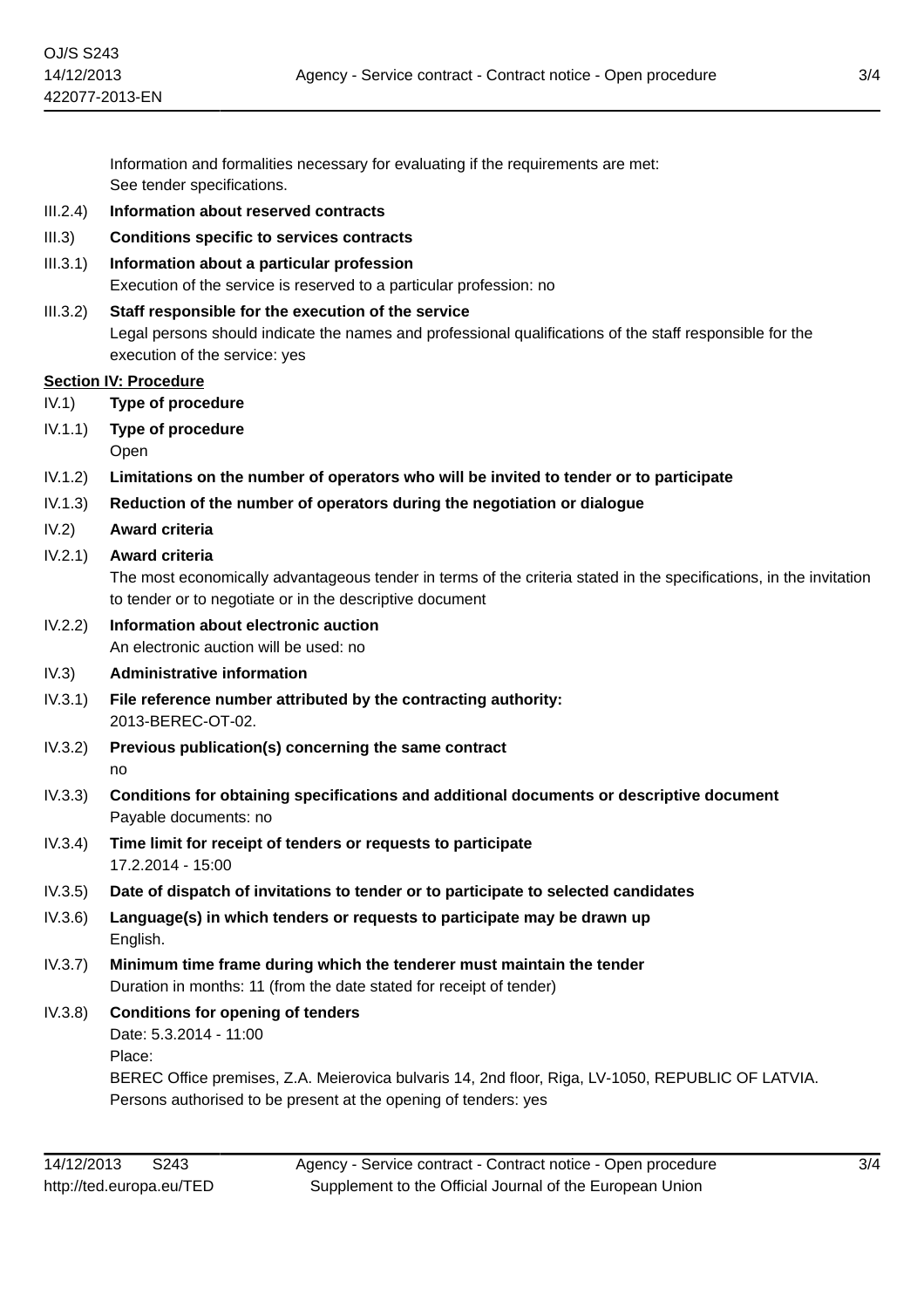Information and formalities necessary for evaluating if the requirements are met:
See tender specifications.

III.2.4) **Information about reserved contracts**

III.3) **Conditions specific to services contracts**

III.3.1) **Information about a particular profession**
Execution of the service is reserved to a particular profession: no

III.3.2) **Staff responsible for the execution of the service**
Legal persons should indicate the names and professional qualifications of the staff responsible for the execution of the service: yes

**Section IV: Procedure**

IV.1) **Type of procedure**

IV.1.1) **Type of procedure**
Open

IV.1.2) **Limitations on the number of operators who will be invited to tender or to participate**

IV.1.3) **Reduction of the number of operators during the negotiation or dialogue**

IV.2) **Award criteria**

IV.2.1) **Award criteria**
The most economically advantageous tender in terms of the criteria stated in the specifications, in the invitation to tender or to negotiate or in the descriptive document

IV.2.2) **Information about electronic auction**
An electronic auction will be used: no

IV.3) **Administrative information**

IV.3.1) **File reference number attributed by the contracting authority:**
2013-BEREC-OT-02.

IV.3.2) **Previous publication(s) concerning the same contract**
no

IV.3.3) **Conditions for obtaining specifications and additional documents or descriptive document**
Payable documents: no

IV.3.4) **Time limit for receipt of tenders or requests to participate**
17.2.2014 - 15:00

IV.3.5) **Date of dispatch of invitations to tender or to participate to selected candidates**

IV.3.6) **Language(s) in which tenders or requests to participate may be drawn up**
English.

IV.3.7) **Minimum time frame during which the tenderer must maintain the tender**
Duration in months: 11 (from the date stated for receipt of tender)

IV.3.8) **Conditions for opening of tenders**
Date: 5.3.2014 - 11:00
Place:
BEREC Office premises, Z.A. Meierovica bulvaris 14, 2nd floor, Riga, LV-1050, REPUBLIC OF LATVIA.
Persons authorised to be present at the opening of tenders: yes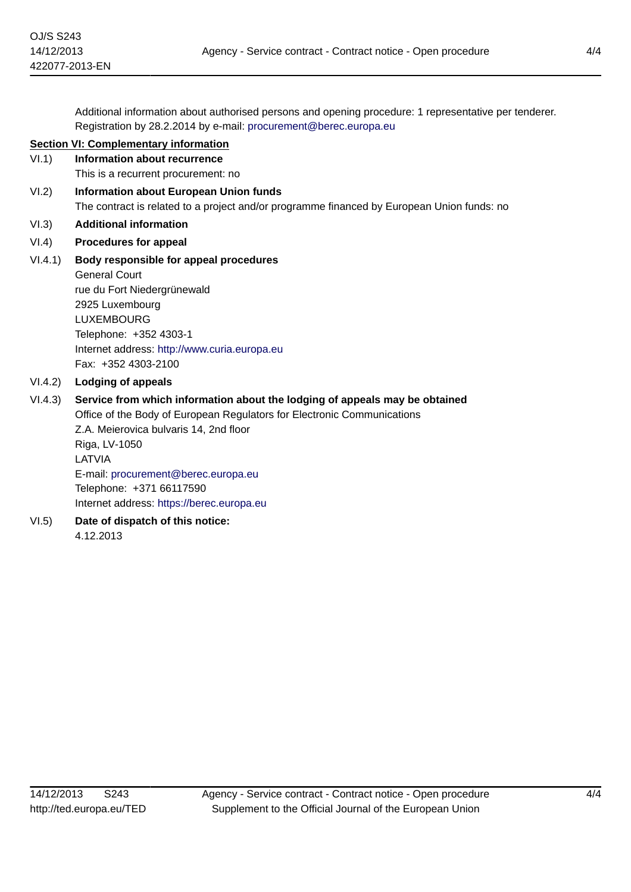Additional information about authorised persons and opening procedure: 1 representative per tenderer. Registration by 28.2.2014 by e-mail: procurement@berec.europa.eu

**Section VI: Complementary information**

VI.1) **Information about recurrence**

This is a recurrent procurement: no

VI.2) **Information about European Union funds**

The contract is related to a project and/or programme financed by European Union funds: no

VI.3) **Additional information**

VI.4) **Procedures for appeal**

VI.4.1) **Body responsible for appeal procedures**

General Court
rue du Fort Niedergrünewald
2925 Luxembourg
LUXEMBOURG
Telephone: +352 4303-1
Internet address: http://www.curia.europa.eu
Fax: +352 4303-2100

VI.4.2) **Lodging of appeals**

VI.4.3) **Service from which information about the lodging of appeals may be obtained**

Office of the Body of European Regulators for Electronic Communications
Z.A. Meierovica bulvaris 14, 2nd floor
Riga, LV-1050
LATVIA
E-mail: procurement@berec.europa.eu
Telephone: +371 66117590
Internet address: https://berec.europa.eu

VI.5) **Date of dispatch of this notice:**

4.12.2013